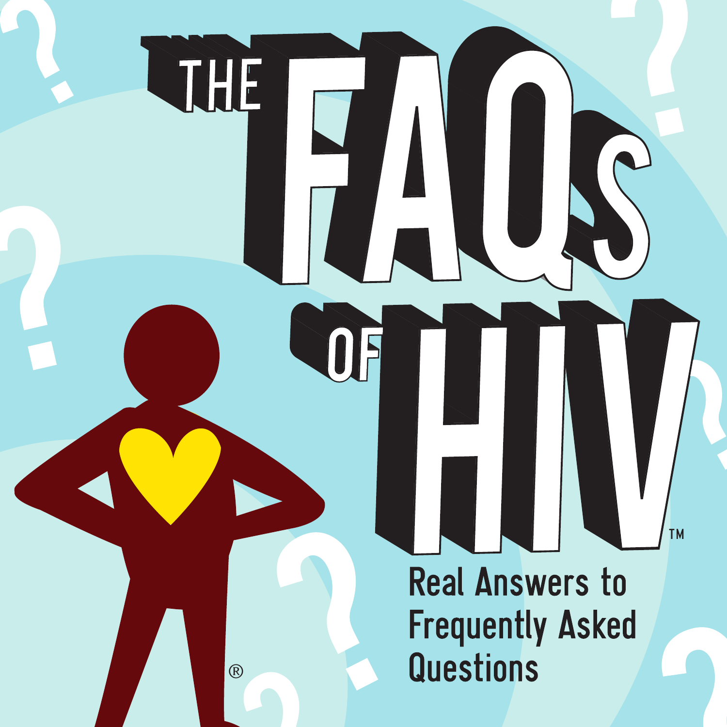# THE FAQs OF HIV™

Real Answers to Frequently Asked Questions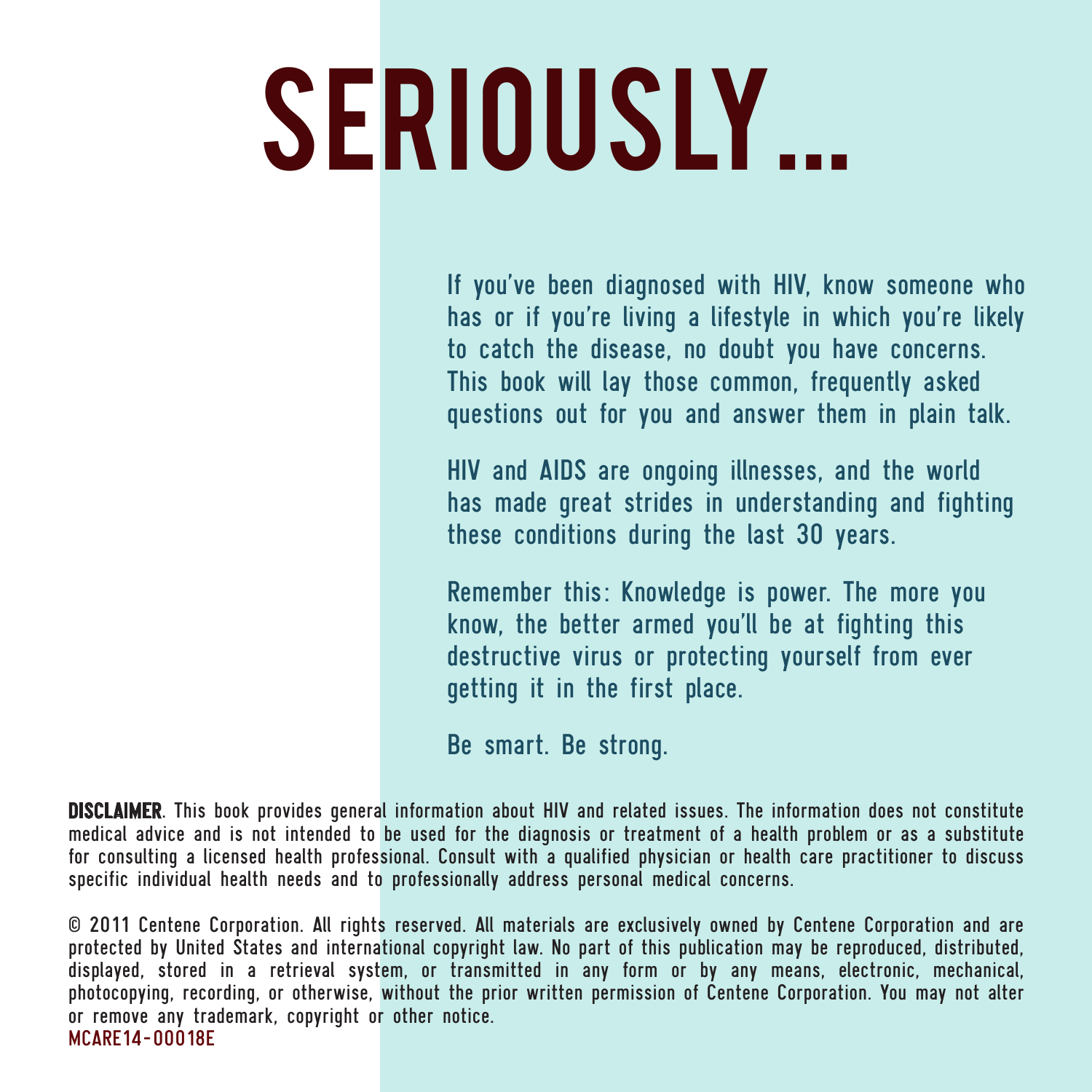# SERIOUSLY...

If you've been diagnosed with HIV, know someone who has or if you're living a lifestyle in which you're likely to catch the disease, no doubt you have concerns. This book will lay those common, frequently asked questions out for you and answer them in plain talk.

HIV and AIDS are ongoing illnesses, and the world has made great strides in understanding and fighting these conditions during the last 30 years.

Remember this: Knowledge is power. The more you know, the better armed you'll be at fighting this destructive virus or protecting yourself from ever getting it in the first place.

Be smart. Be strong.

**DISCLAIMER**. This book provides general information about HIV and related issues. The information does not constitute medical advice and is not intended to be used for the diagnosis or treatment of a health problem or as a substitute for consulting a licensed health professional. Consult with a qualified physician or health care practitioner to discuss specific individual health needs and to professionally address personal medical concerns.

© 2011 Centene Corporation. All rights reserved. All materials are exclusively owned by Centene Corporation and are protected by United States and international copyright law. No part of this publication may be reproduced, distributed, displayed, stored in a retrieval system, or transmitted in any form or by any means, electronic, mechanical, photocopying, recording, or otherwise, without the prior written permission of Centene Corporation. You may not alter or remove any trademark, copyright or other notice.

MCARE14-00018E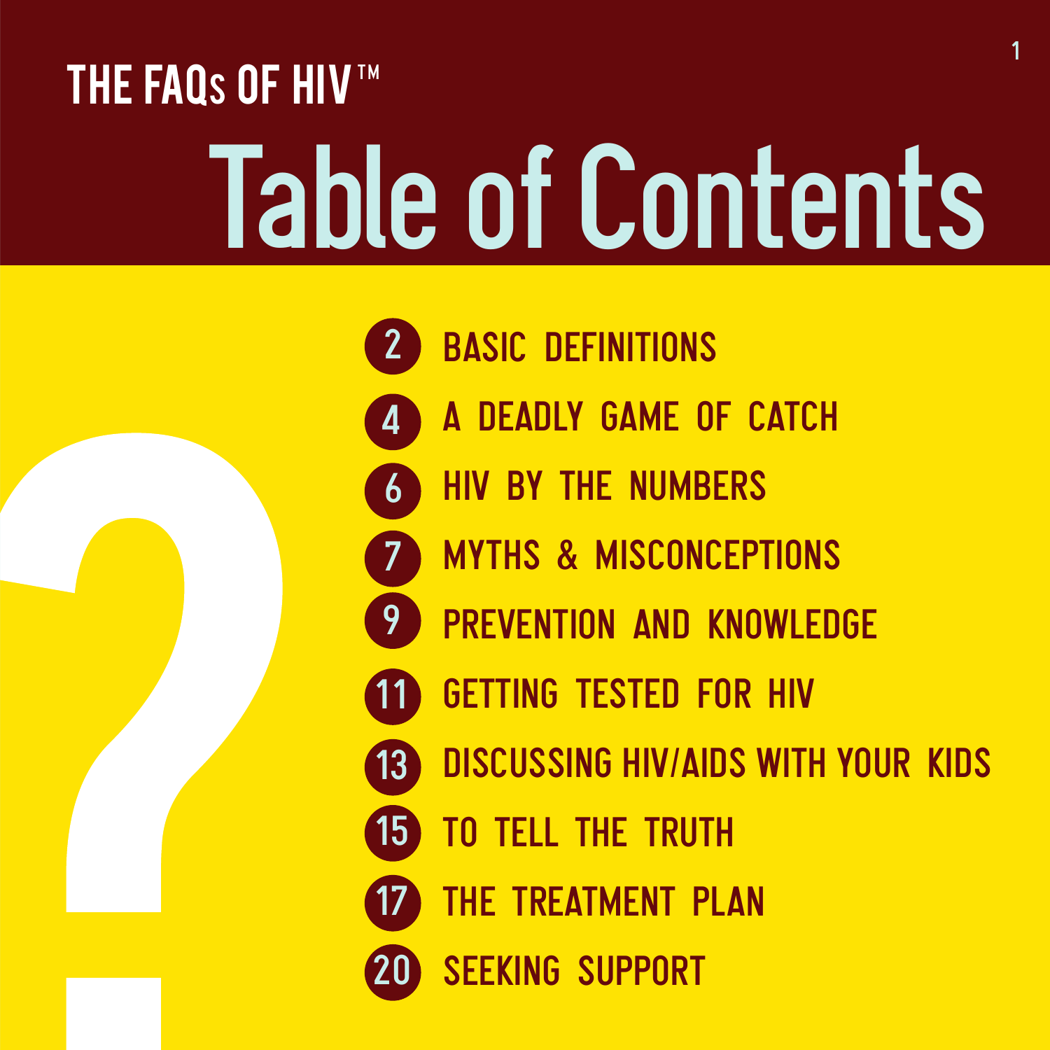THE FAQs OF HIV™

# Table of Contents

- 2 BASIC DEFINITIONS
- 4 A DEADLY GAME OF CATCH
- 6 HIV BY THE NUMBERS
- 7 MYTHS & MISCONCEPTIONS
- 9 PREVENTION AND KNOWLEDGE
- 11 GETTING TESTED FOR HIV
- 13 DISCUSSING HIV/AIDS WITH YOUR KIDS
- 15 TO TELL THE TRUTH
- 17 THE TREATMENT PLAN
- 20 SEEKING SUPPORT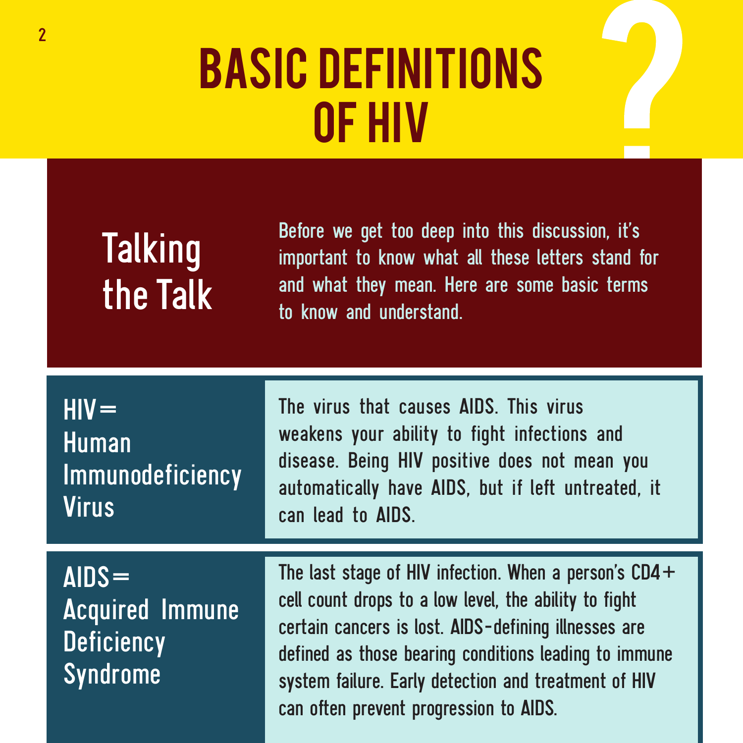# BASIC DEFINITIONS OF HIV

## Talking the Talk

Before we get too deep into this discussion, it's important to know what all these letters stand for and what they mean. Here are some basic terms to know and understand.

**HIV = Human Immunodeficiency Virus**

The virus that causes AIDS. This virus weakens your ability to fight infections and disease. Being HIV positive does not mean you automatically have AIDS, but if left untreated, it can lead to AIDS.

**AIDS = Acquired Immune Deficiency Syndrome**

The last stage of HIV infection. When a person's CD4+ cell count drops to a low level, the ability to fight certain cancers is lost. AIDS-defining illnesses are defined as those bearing conditions leading to immune system failure. Early detection and treatment of HIV can often prevent progression to AIDS.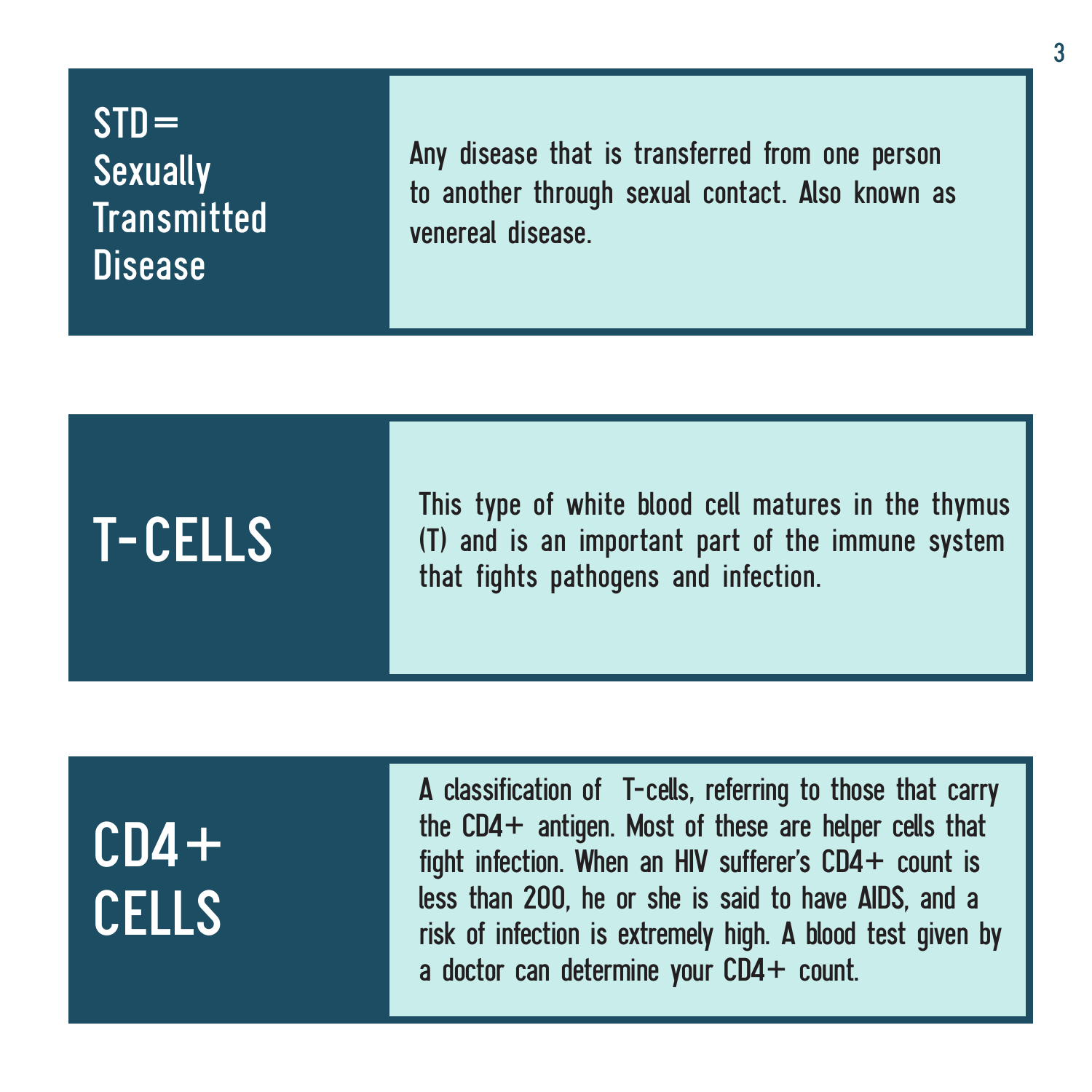## STD = Sexually Transmitted Disease

Any disease that is transferred from one person to another through sexual contact. Also known as venereal disease.

## T-CELLS

This type of white blood cell matures in the thymus (T) and is an important part of the immune system that fights pathogens and infection.

## CD4+ CELLS

A classification of T-cells, referring to those that carry the CD4+ antigen. Most of these are helper cells that fight infection. When an HIV sufferer's CD4+ count is less than 200, he or she is said to have AIDS, and a risk of infection is extremely high. A blood test given by a doctor can determine your CD4+ count.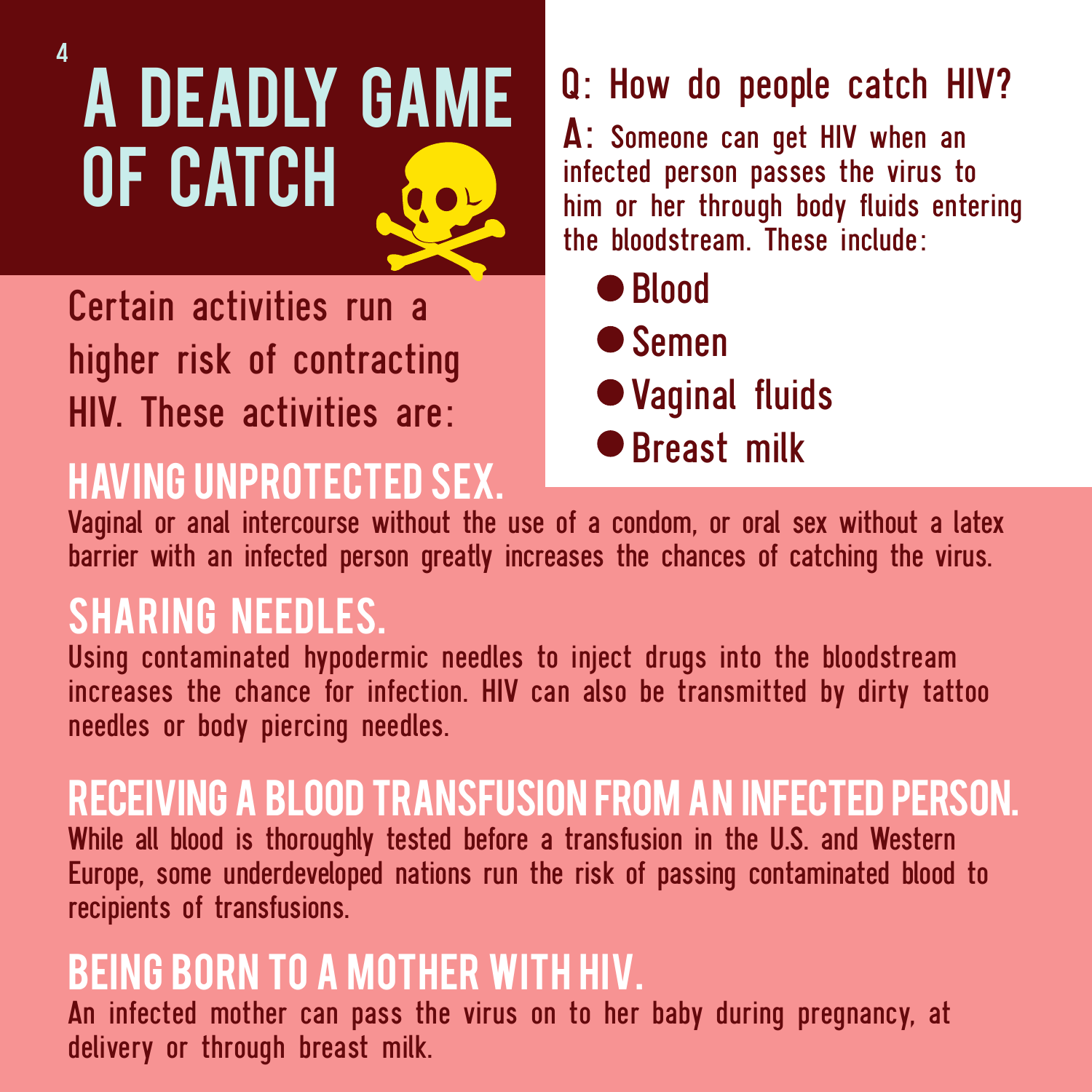# A DEADLY GAME OF CATCH

Certain activities run a higher risk of contracting HIV. These activities are:

**Q: How do people catch HIV?**

**A:** Someone can get HIV when an infected person passes the virus to him or her through body fluids entering the bloodstream. These include:

- Blood
- Semen
- Vaginal fluids
- Breast milk

## HAVING UNPROTECTED SEX.

Vaginal or anal intercourse without the use of a condom, or oral sex without a latex barrier with an infected person greatly increases the chances of catching the virus.

## SHARING NEEDLES.

Using contaminated hypodermic needles to inject drugs into the bloodstream increases the chance for infection. HIV can also be transmitted by dirty tattoo needles or body piercing needles.

## RECEIVING A BLOOD TRANSFUSION FROM AN INFECTED PERSON.

While all blood is thoroughly tested before a transfusion in the U.S. and Western Europe, some underdeveloped nations run the risk of passing contaminated blood to recipients of transfusions.

## BEING BORN TO A MOTHER WITH HIV.

An infected mother can pass the virus on to her baby during pregnancy, at delivery or through breast milk.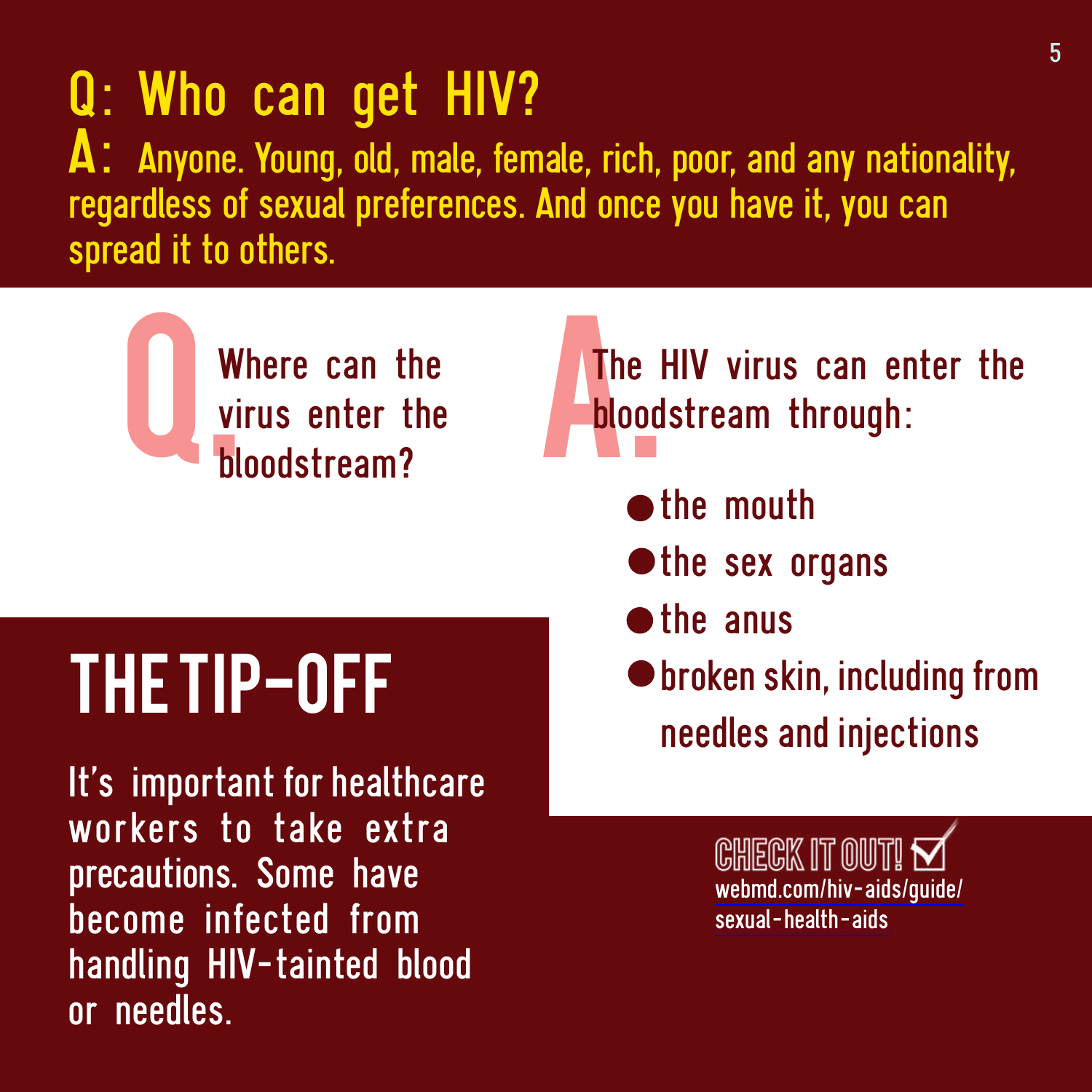## Q: Who can get HIV?

**A:** Anyone. Young, old, male, female, rich, poor, and any nationality, regardless of sexual preferences. And once you have it, you can spread it to others.

**Q.** Where can the virus enter the bloodstream?

**A.** The HIV virus can enter the bloodstream through:

- the mouth
- the sex organs
- the anus
- broken skin, including from needles and injections

## THE TIP-OFF

It's important for healthcare workers to take extra precautions. Some have become infected from handling HIV-tainted blood or needles.

**CHECK IT OUT!**
webmd.com/hiv-aids/guide/sexual-health-aids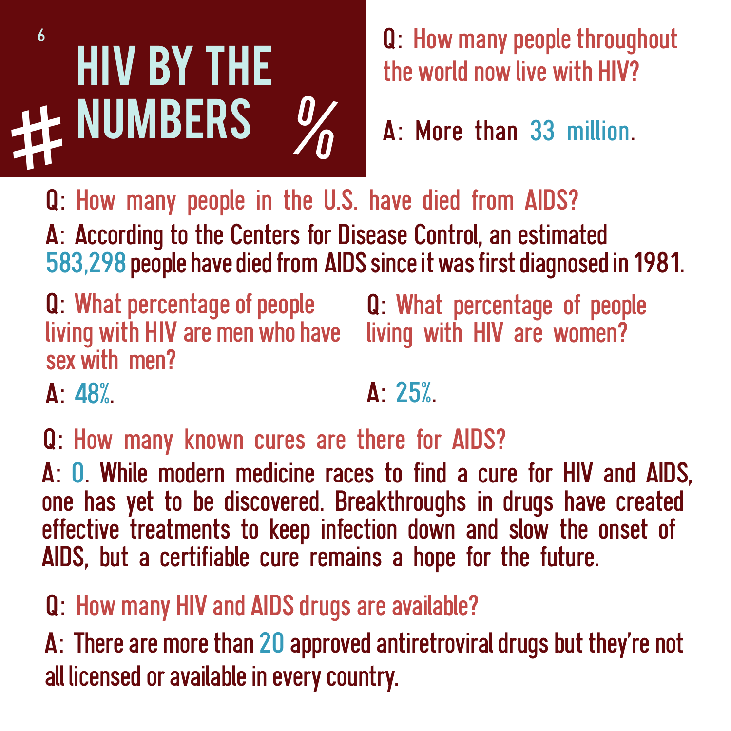# HIV BY THE NUMBERS

**Q:** How many people throughout the world now live with HIV?

**A:** More than 33 million.

**Q:** How many people in the U.S. have died from AIDS?

**A:** According to the Centers for Disease Control, an estimated 583,298 people have died from AIDS since it was first diagnosed in 1981.

**Q:** What percentage of people living with HIV are men who have sex with men?

**A:** 48%.

**Q:** What percentage of people living with HIV are women?

**A:** 25%.

**Q:** How many known cures are there for AIDS?

**A:** 0. While modern medicine races to find a cure for HIV and AIDS, one has yet to be discovered. Breakthroughs in drugs have created effective treatments to keep infection down and slow the onset of AIDS, but a certifiable cure remains a hope for the future.

**Q:** How many HIV and AIDS drugs are available?

**A:** There are more than 20 approved antiretroviral drugs but they're not all licensed or available in every country.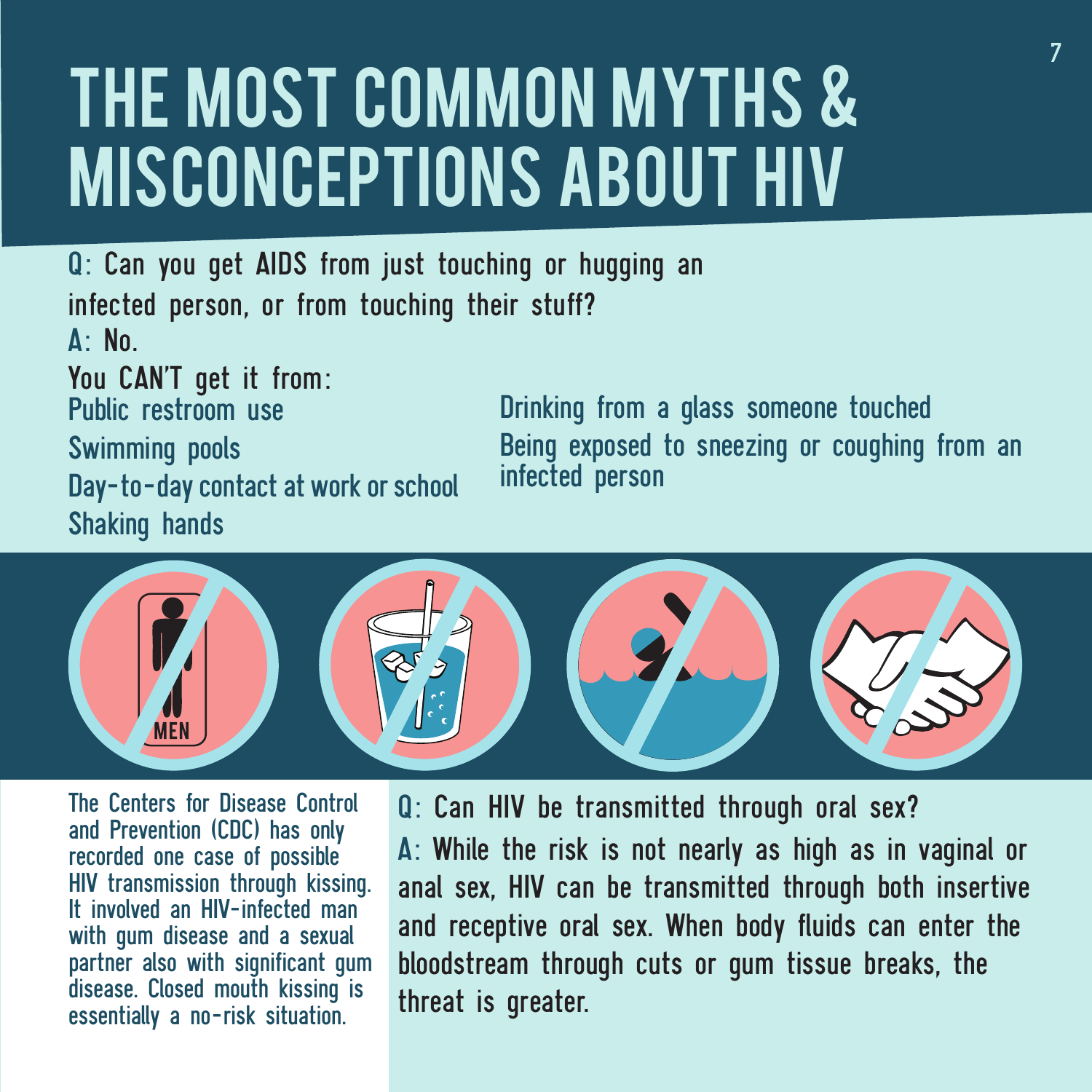# THE MOST COMMON MYTHS & MISCONCEPTIONS ABOUT HIV

**Q:** Can you get AIDS from just touching or hugging an infected person, or from touching their stuff?

**A:** No.

You CAN'T get it from:

- Public restroom use
- Swimming pools
- Day-to-day contact at work or school
- Shaking hands
- Drinking from a glass someone touched
- Being exposed to sneezing or coughing from an infected person

The Centers for Disease Control and Prevention (CDC) has only recorded one case of possible HIV transmission through kissing. It involved an HIV-infected man with gum disease and a sexual partner also with significant gum disease. Closed mouth kissing is essentially a no-risk situation.

**Q:** Can HIV be transmitted through oral sex?

**A:** While the risk is not nearly as high as in vaginal or anal sex, HIV can be transmitted through both insertive and receptive oral sex. When body fluids can enter the bloodstream through cuts or gum tissue breaks, the threat is greater.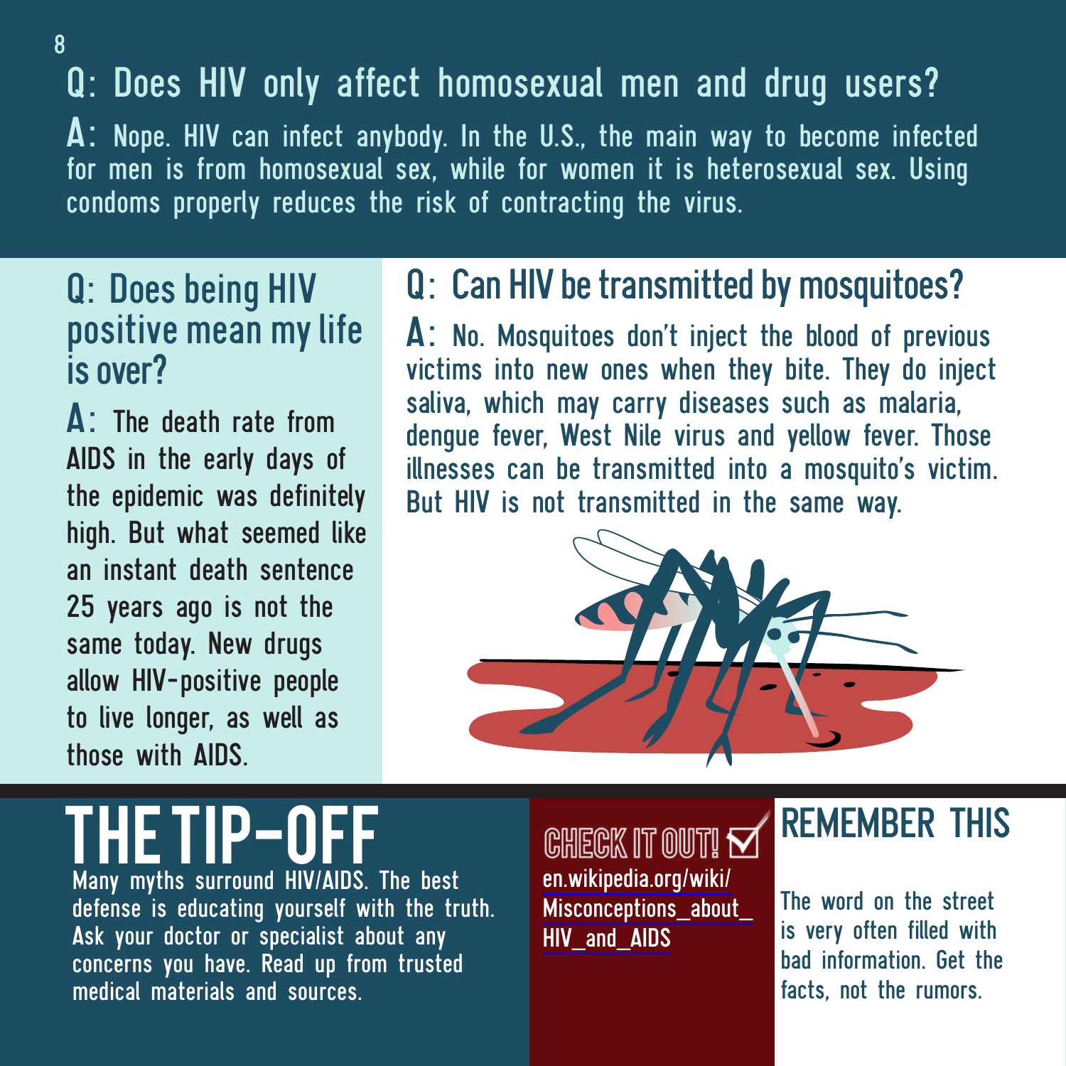## Q: Does HIV only affect homosexual men and drug users?

**A:** Nope. HIV can infect anybody. In the U.S., the main way to become infected for men is from homosexual sex, while for women it is heterosexual sex. Using condoms properly reduces the risk of contracting the virus.

## Q: Does being HIV positive mean my life is over?

**A:** The death rate from AIDS in the early days of the epidemic was definitely high. But what seemed like an instant death sentence 25 years ago is not the same today. New drugs allow HIV-positive people to live longer, as well as those with AIDS.

## Q: Can HIV be transmitted by mosquitoes?

**A:** No. Mosquitoes don't inject the blood of previous victims into new ones when they bite. They do inject saliva, which may carry diseases such as malaria, dengue fever, West Nile virus and yellow fever. Those illnesses can be transmitted into a mosquito's victim. But HIV is not transmitted in the same way.

# THE TIP-OFF

Many myths surround HIV/AIDS. The best defense is educating yourself with the truth. Ask your doctor or specialist about any concerns you have. Read up from trusted medical materials and sources.

## CHECK IT OUT!

en.wikipedia.org/wiki/Misconceptions_about_HIV_and_AIDS

## REMEMBER THIS

The word on the street is very often filled with bad information. Get the facts, not the rumors.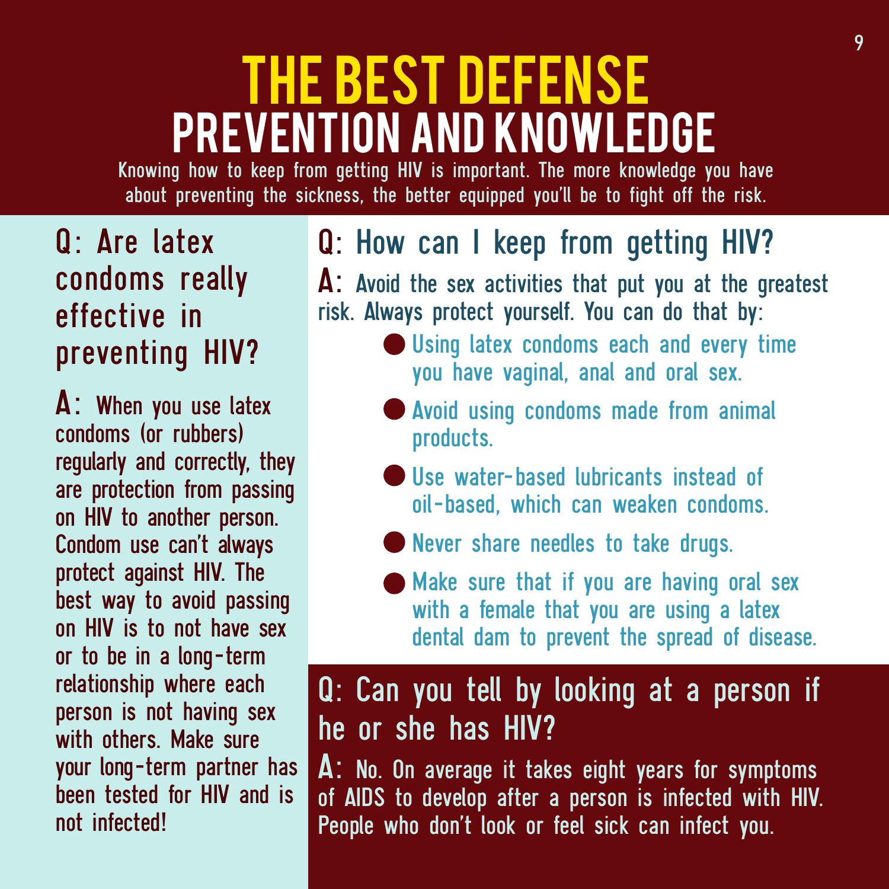# THE BEST DEFENSE
## PREVENTION AND KNOWLEDGE

Knowing how to keep from getting HIV is important. The more knowledge you have about preventing the sickness, the better equipped you'll be to fight off the risk.

### Q: Are latex condoms really effective in preventing HIV?

**A:** When you use latex condoms (or rubbers) regularly and correctly, they are protection from passing on HIV to another person. Condom use can't always protect against HIV. The best way to avoid passing on HIV is to not have sex or to be in a long-term relationship where each person is not having sex with others. Make sure your long-term partner has been tested for HIV and is not infected!

### Q: How can I keep from getting HIV?

**A:** Avoid the sex activities that put you at the greatest risk. Always protect yourself. You can do that by:

- Using latex condoms each and every time you have vaginal, anal and oral sex.
- Avoid using condoms made from animal products.
- Use water-based lubricants instead of oil-based, which can weaken condoms.
- Never share needles to take drugs.
- Make sure that if you are having oral sex with a female that you are using a latex dental dam to prevent the spread of disease.

### Q: Can you tell by looking at a person if he or she has HIV?

**A:** No. On average it takes eight years for symptoms of AIDS to develop after a person is infected with HIV. People who don't look or feel sick can infect you.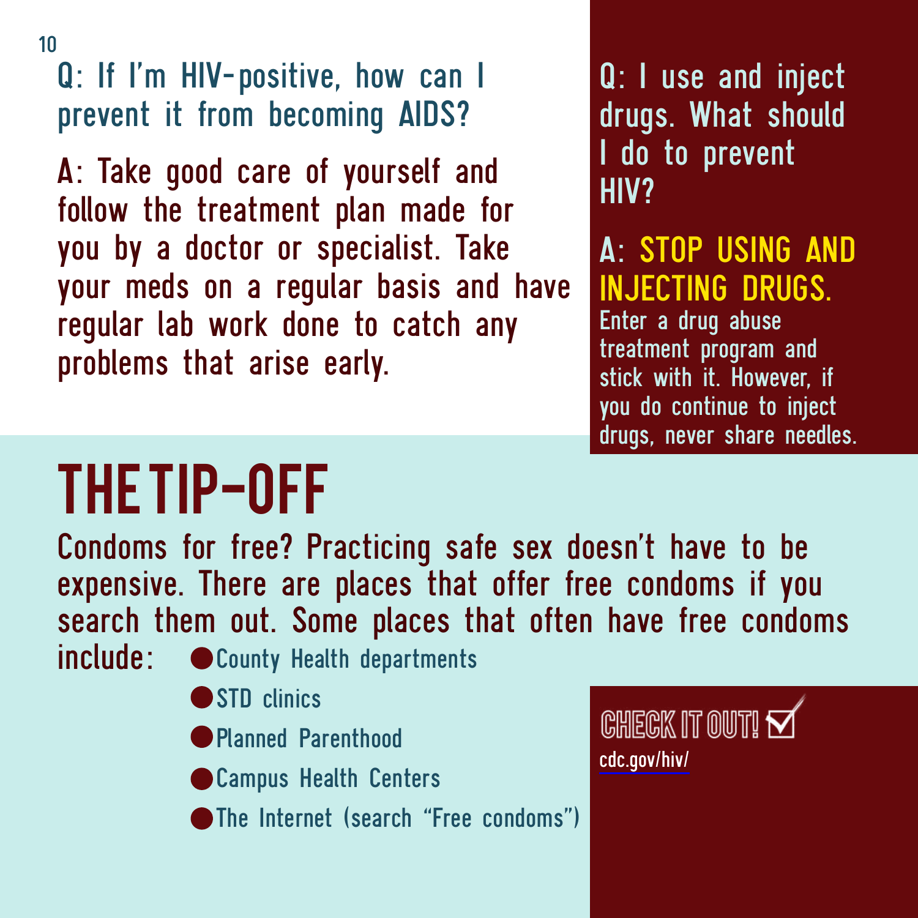Q: If I'm HIV-positive, how can I prevent it from becoming AIDS?

A: Take good care of yourself and follow the treatment plan made for you by a doctor or specialist. Take your meds on a regular basis and have regular lab work done to catch any problems that arise early.

Q: I use and inject drugs. What should I do to prevent HIV?

A: **STOP USING AND INJECTING DRUGS.** Enter a drug abuse treatment program and stick with it. However, if you do continue to inject drugs, never share needles.

# THE TIP-OFF

Condoms for free? Practicing safe sex doesn't have to be expensive. There are places that offer free condoms if you search them out. Some places that often have free condoms include:

- County Health departments
- STD clinics
- Planned Parenthood
- Campus Health Centers
- The Internet (search "Free condoms")

**CHECK IT OUT!**
cdc.gov/hiv/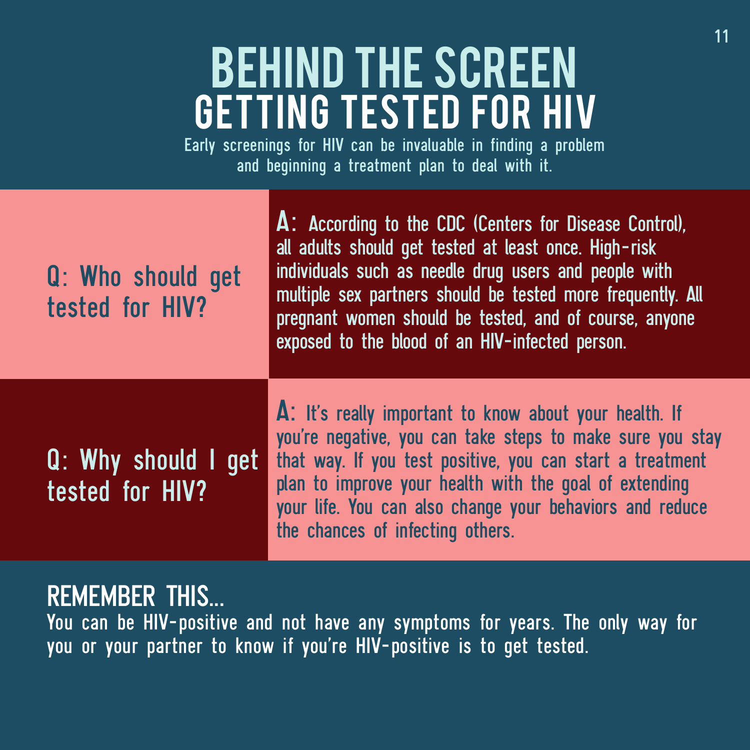# BEHIND THE SCREEN

## GETTING TESTED FOR HIV

Early screenings for HIV can be invaluable in finding a problem and beginning a treatment plan to deal with it.

**Q: Who should get tested for HIV?**

**A:** According to the CDC (Centers for Disease Control), all adults should get tested at least once. High-risk individuals such as needle drug users and people with multiple sex partners should be tested more frequently. All pregnant women should be tested, and of course, anyone exposed to the blood of an HIV-infected person.

**Q: Why should I get tested for HIV?**

**A:** It's really important to know about your health. If you're negative, you can take steps to make sure you stay that way. If you test positive, you can start a treatment plan to improve your health with the goal of extending your life. You can also change your behaviors and reduce the chances of infecting others.

## REMEMBER THIS...

You can be HIV-positive and not have any symptoms for years. The only way for you or your partner to know if you're HIV-positive is to get tested.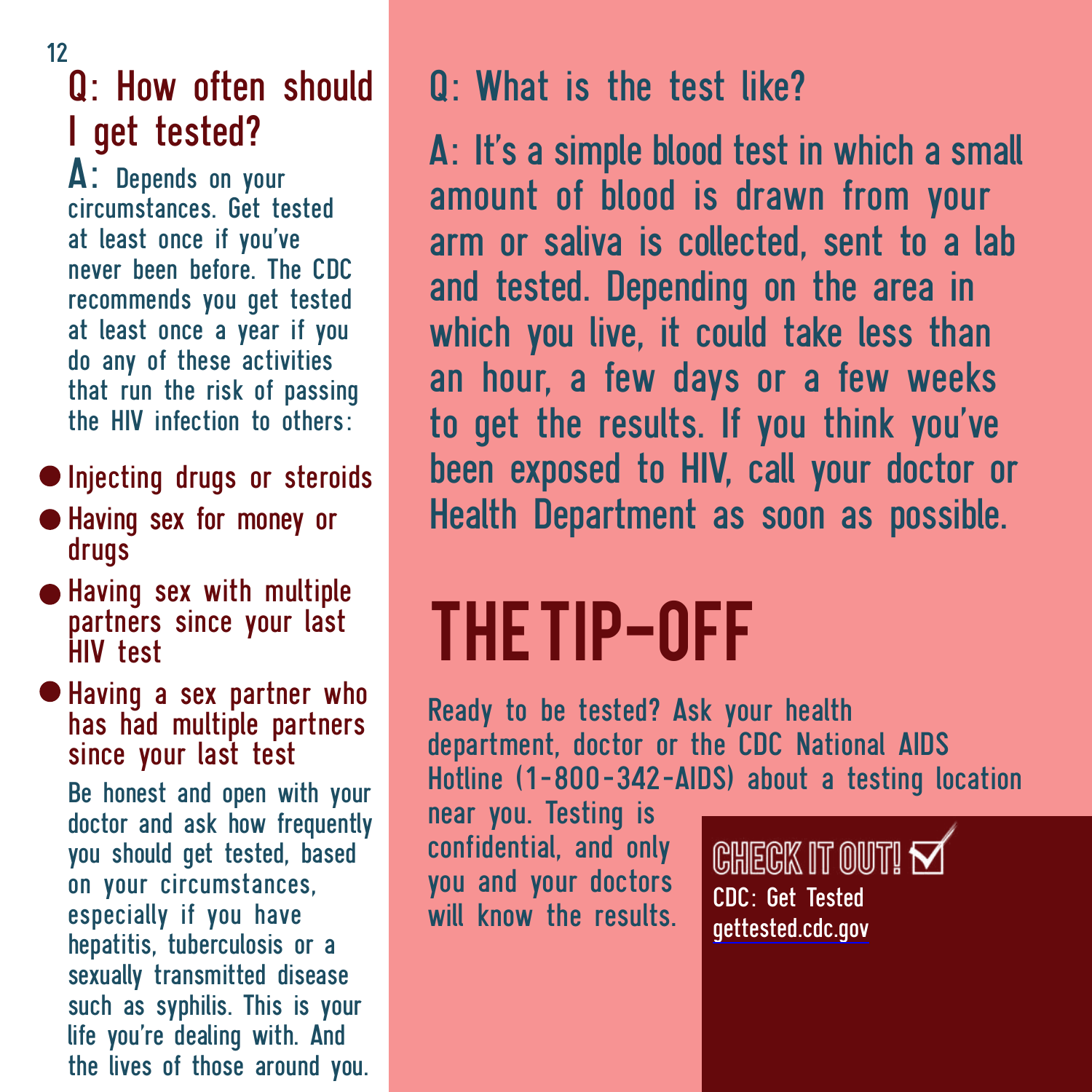## Q: How often should I get tested?

**A:** Depends on your circumstances. Get tested at least once if you've never been before. The CDC recommends you get tested at least once a year if you do any of these activities that run the risk of passing the HIV infection to others:

- Injecting drugs or steroids
- Having sex for money or drugs
- Having sex with multiple partners since your last HIV test
- Having a sex partner who has had multiple partners since your last test

Be honest and open with your doctor and ask how frequently you should get tested, based on your circumstances, especially if you have hepatitis, tuberculosis or a sexually transmitted disease such as syphilis. This is your life you're dealing with. And the lives of those around you.

## Q: What is the test like?

A: It's a simple blood test in which a small amount of blood is drawn from your arm or saliva is collected, sent to a lab and tested. Depending on the area in which you live, it could take less than an hour, a few days or a few weeks to get the results. If you think you've been exposed to HIV, call your doctor or Health Department as soon as possible.

# THE TIP-OFF

Ready to be tested? Ask your health department, doctor or the CDC National AIDS Hotline (1-800-342-AIDS) about a testing location near you. Testing is confidential, and only you and your doctors will know the results.

**CHECK IT OUT!**

CDC: Get Tested
gettested.cdc.gov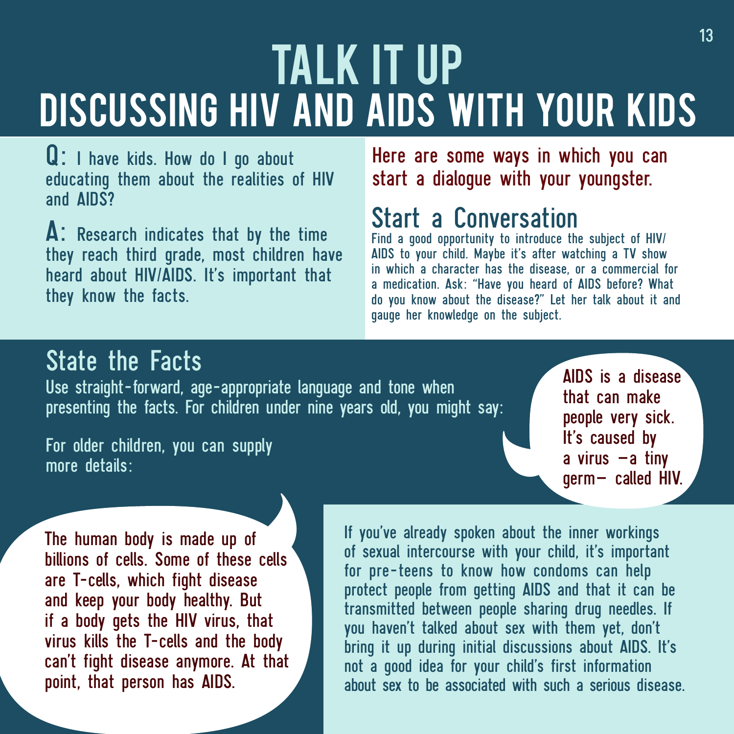# TALK IT UP
# DISCUSSING HIV AND AIDS WITH YOUR KIDS

**Q:** I have kids. How do I go about educating them about the realities of HIV and AIDS?

**A:** Research indicates that by the time they reach third grade, most children have heard about HIV/AIDS. It's important that they know the facts.

Here are some ways in which you can start a dialogue with your youngster.

## Start a Conversation

Find a good opportunity to introduce the subject of HIV/AIDS to your child. Maybe it's after watching a TV show in which a character has the disease, or a commercial for a medication. Ask: "Have you heard of AIDS before? What do you know about the disease?" Let her talk about it and gauge her knowledge on the subject.

## State the Facts

Use straight-forward, age-appropriate language and tone when presenting the facts. For children under nine years old, you might say:

AIDS is a disease that can make people very sick. It's caused by a virus —a tiny germ— called HIV.

For older children, you can supply more details:

The human body is made up of billions of cells. Some of these cells are T-cells, which fight disease and keep your body healthy. But if a body gets the HIV virus, that virus kills the T-cells and the body can't fight disease anymore. At that point, that person has AIDS.

If you've already spoken about the inner workings of sexual intercourse with your child, it's important for pre-teens to know how condoms can help protect people from getting AIDS and that it can be transmitted between people sharing drug needles. If you haven't talked about sex with them yet, don't bring it up during initial discussions about AIDS. It's not a good idea for your child's first information about sex to be associated with such a serious disease.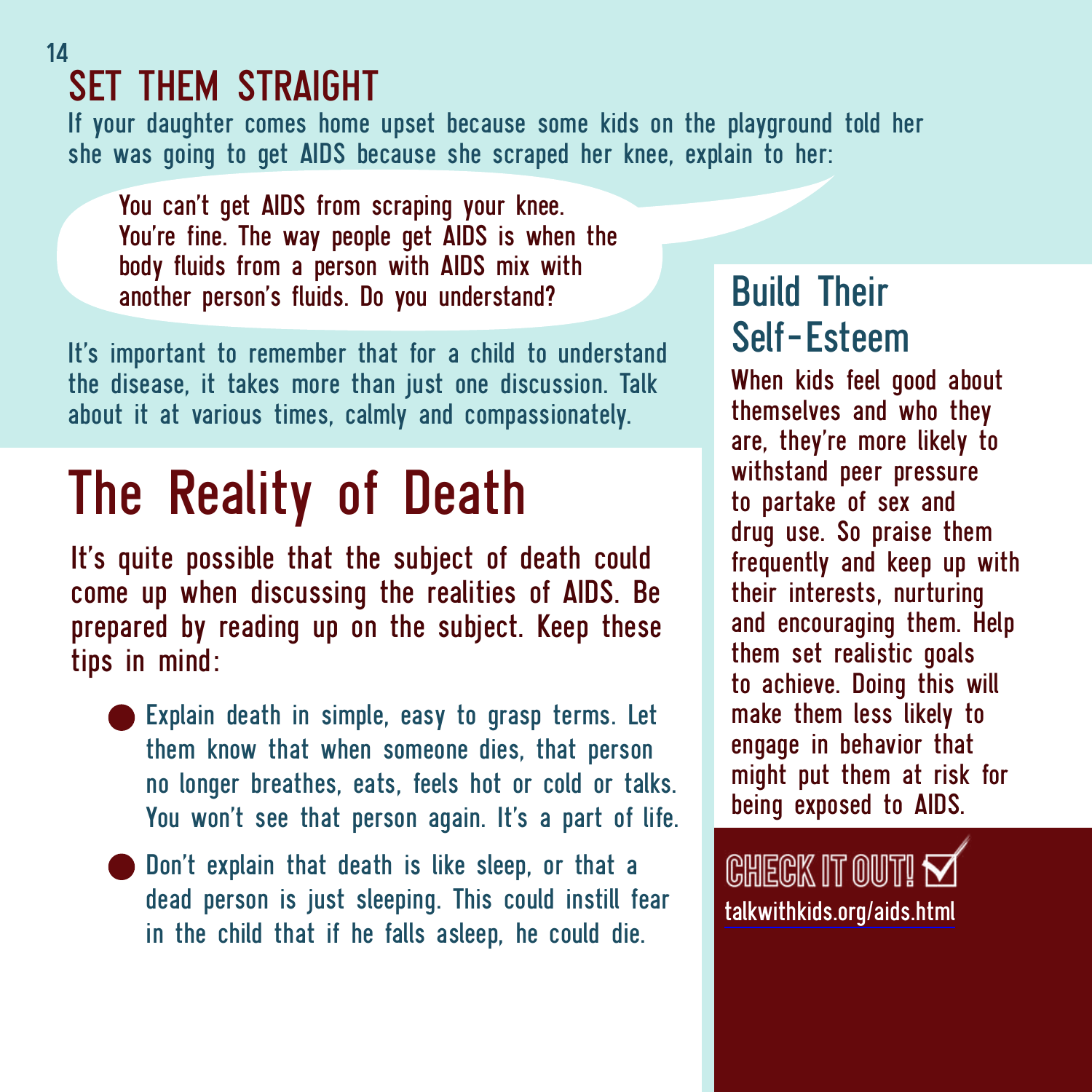## SET THEM STRAIGHT

If your daughter comes home upset because some kids on the playground told her she was going to get AIDS because she scraped her knee, explain to her:

> You can't get AIDS from scraping your knee. You're fine. The way people get AIDS is when the body fluids from a person with AIDS mix with another person's fluids. Do you understand?

It's important to remember that for a child to understand the disease, it takes more than just one discussion. Talk about it at various times, calmly and compassionately.

# The Reality of Death

It's quite possible that the subject of death could come up when discussing the realities of AIDS. Be prepared by reading up on the subject. Keep these tips in mind:

- Explain death in simple, easy to grasp terms. Let them know that when someone dies, that person no longer breathes, eats, feels hot or cold or talks. You won't see that person again. It's a part of life.
- Don't explain that death is like sleep, or that a dead person is just sleeping. This could instill fear in the child that if he falls asleep, he could die.

## Build Their Self-Esteem

When kids feel good about themselves and who they are, they're more likely to withstand peer pressure to partake of sex and drug use. So praise them frequently and keep up with their interests, nurturing and encouraging them. Help them set realistic goals to achieve. Doing this will make them less likely to engage in behavior that might put them at risk for being exposed to AIDS.

**CHECK IT OUT!**

talkwithkids.org/aids.html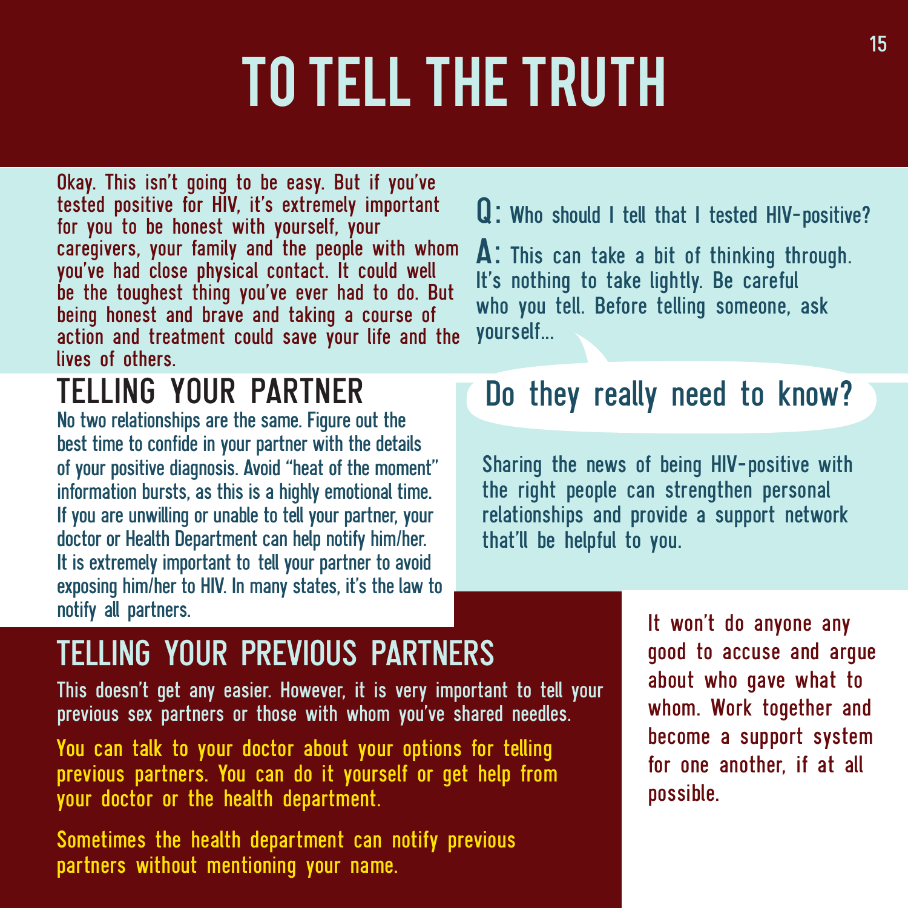# TO TELL THE TRUTH

Okay. This isn't going to be easy. But if you've tested positive for HIV, it's extremely important for you to be honest with yourself, your caregivers, your family and the people with whom you've had close physical contact. It could well be the toughest thing you've ever had to do. But being honest and brave and taking a course of action and treatment could save your life and the lives of others.

**Q:** Who should I tell that I tested HIV-positive?

**A:** This can take a bit of thinking through. It's nothing to take lightly. Be careful who you tell. Before telling someone, ask yourself...

**Do they really need to know?**

Sharing the news of being HIV-positive with the right people can strengthen personal relationships and provide a support network that'll be helpful to you.

## TELLING YOUR PARTNER

No two relationships are the same. Figure out the best time to confide in your partner with the details of your positive diagnosis. Avoid "heat of the moment" information bursts, as this is a highly emotional time. If you are unwilling or unable to tell your partner, your doctor or Health Department can help notify him/her. It is extremely important to tell your partner to avoid exposing him/her to HIV. In many states, it's the law to notify all partners.

## TELLING YOUR PREVIOUS PARTNERS

This doesn't get any easier. However, it is very important to tell your previous sex partners or those with whom you've shared needles.

You can talk to your doctor about your options for telling previous partners. You can do it yourself or get help from your doctor or the health department.

Sometimes the health department can notify previous partners without mentioning your name.

It won't do anyone any good to accuse and argue about who gave what to whom. Work together and become a support system for one another, if at all possible.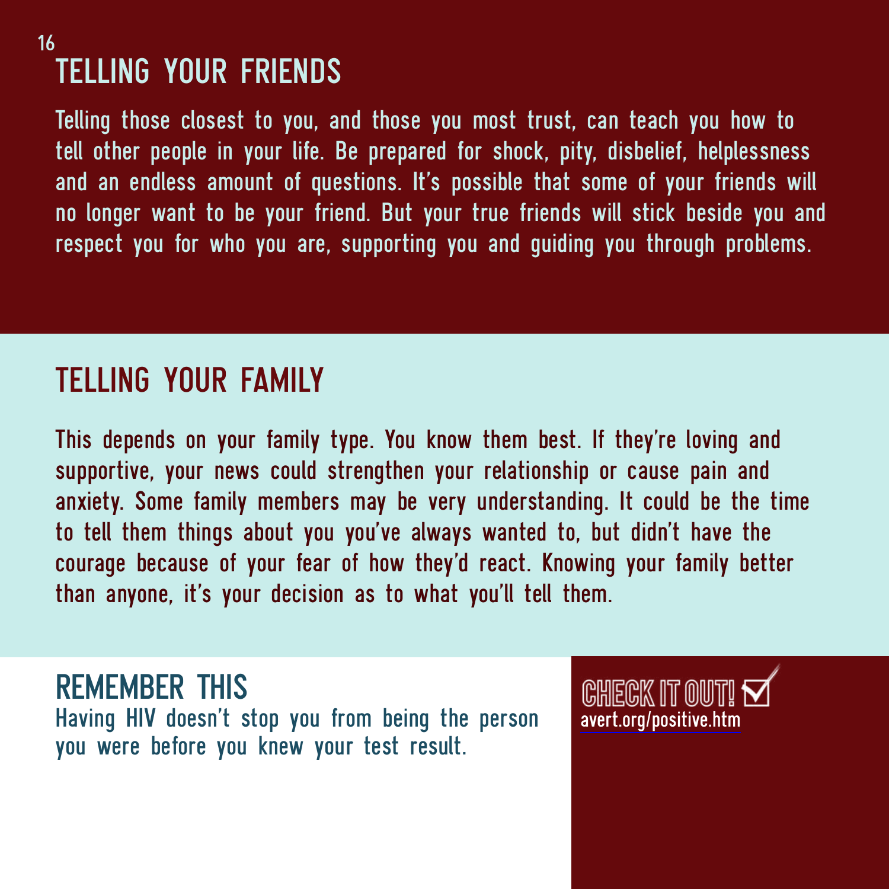## TELLING YOUR FRIENDS

Telling those closest to you, and those you most trust, can teach you how to tell other people in your life. Be prepared for shock, pity, disbelief, helplessness and an endless amount of questions. It's possible that some of your friends will no longer want to be your friend. But your true friends will stick beside you and respect you for who you are, supporting you and guiding you through problems.

## TELLING YOUR FAMILY

This depends on your family type. You know them best. If they're loving and supportive, your news could strengthen your relationship or cause pain and anxiety. Some family members may be very understanding. It could be the time to tell them things about you you've always wanted to, but didn't have the courage because of your fear of how they'd react. Knowing your family better than anyone, it's your decision as to what you'll tell them.

### REMEMBER THIS

Having HIV doesn't stop you from being the person you were before you knew your test result.

### CHECK IT OUT!

avert.org/positive.htm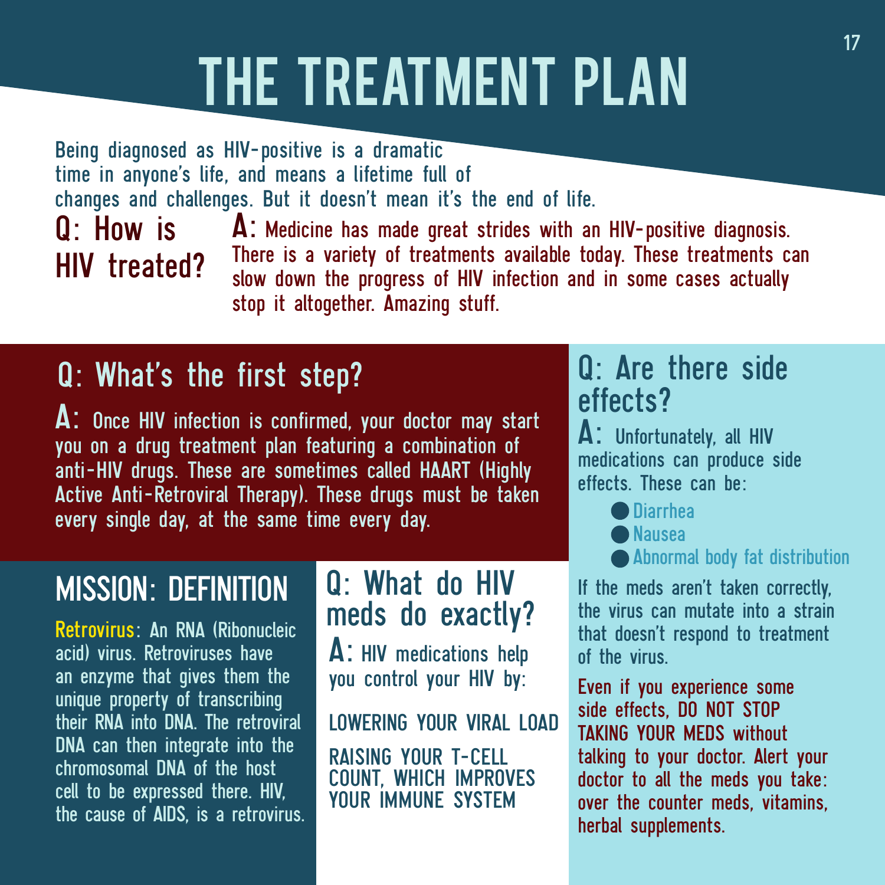# THE TREATMENT PLAN

Being diagnosed as HIV-positive is a dramatic time in anyone's life, and means a lifetime full of changes and challenges. But it doesn't mean it's the end of life.

## Q: How is HIV treated?

**A:** Medicine has made great strides with an HIV-positive diagnosis. There is a variety of treatments available today. These treatments can slow down the progress of HIV infection and in some cases actually stop it altogether. Amazing stuff.

## Q: What's the first step?

**A:** Once HIV infection is confirmed, your doctor may start you on a drug treatment plan featuring a combination of anti-HIV drugs. These are sometimes called HAART (Highly Active Anti-Retroviral Therapy). These drugs must be taken every single day, at the same time every day.

## MISSION: DEFINITION

**Retrovirus**: An RNA (Ribonucleic acid) virus. Retroviruses have an enzyme that gives them the unique property of transcribing their RNA into DNA. The retroviral DNA can then integrate into the chromosomal DNA of the host cell to be expressed there. HIV, the cause of AIDS, is a retrovirus.

## Q: What do HIV meds do exactly?

**A:** HIV medications help you control your HIV by:

LOWERING YOUR VIRAL LOAD

RAISING YOUR T-CELL COUNT, WHICH IMPROVES YOUR IMMUNE SYSTEM

## Q: Are there side effects?

**A:** Unfortunately, all HIV medications can produce side effects. These can be:

- Diarrhea
- Nausea
- Abnormal body fat distribution

If the meds aren't taken correctly, the virus can mutate into a strain that doesn't respond to treatment of the virus.

Even if you experience some side effects, DO NOT STOP TAKING YOUR MEDS without talking to your doctor. Alert your doctor to all the meds you take: over the counter meds, vitamins, herbal supplements.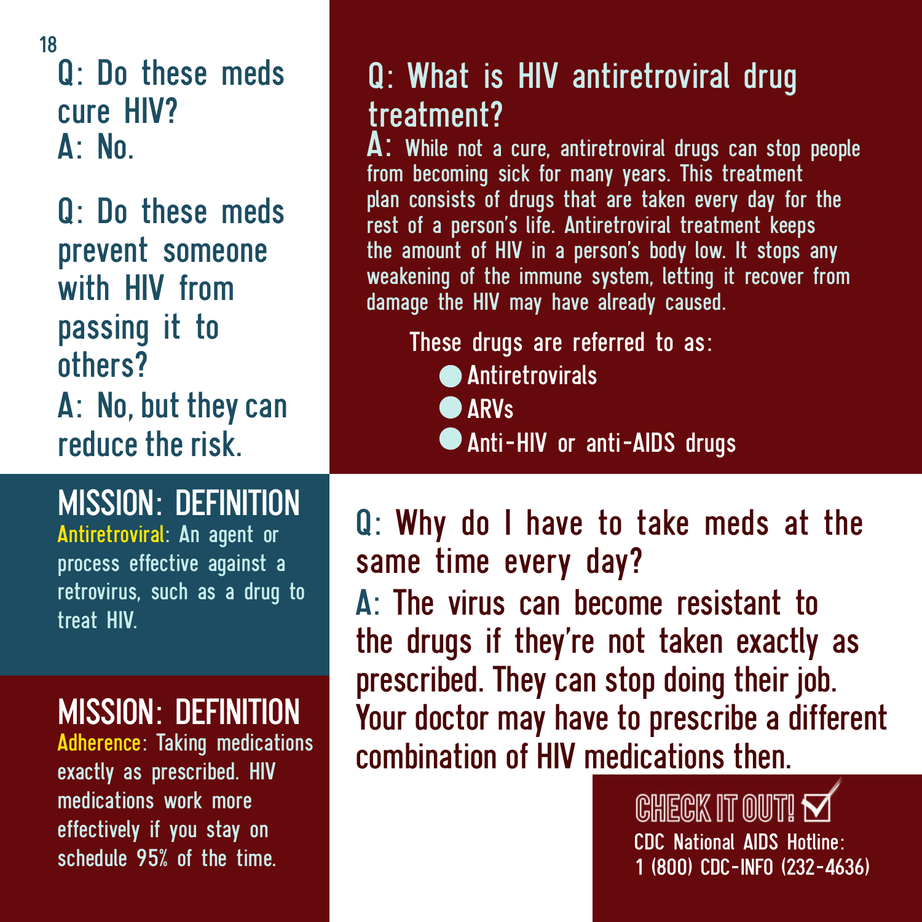**Q: Do these meds cure HIV?**
**A: No.**

**Q: Do these meds prevent someone with HIV from passing it to others?**
**A: No, but they can reduce the risk.**

## MISSION: DEFINITION

**Antiretroviral**: An agent or process effective against a retrovirus, such as a drug to treat HIV.

## MISSION: DEFINITION

**Adherence**: Taking medications exactly as prescribed. HIV medications work more effectively if you stay on schedule 95% of the time.

## Q: What is HIV antiretroviral drug treatment?

**A:** While not a cure, antiretroviral drugs can stop people from becoming sick for many years. This treatment plan consists of drugs that are taken every day for the rest of a person's life. Antiretroviral treatment keeps the amount of HIV in a person's body low. It stops any weakening of the immune system, letting it recover from damage the HIV may have already caused.

These drugs are referred to as:

- Antiretrovirals
- ARVs
- Anti-HIV or anti-AIDS drugs

**Q: Why do I have to take meds at the same time every day?**

**A:** The virus can become resistant to the drugs if they're not taken exactly as prescribed. They can stop doing their job. Your doctor may have to prescribe a different combination of HIV medications then.

**CHECK IT OUT!**
CDC National AIDS Hotline:
1 (800) CDC-INFO (232-4636)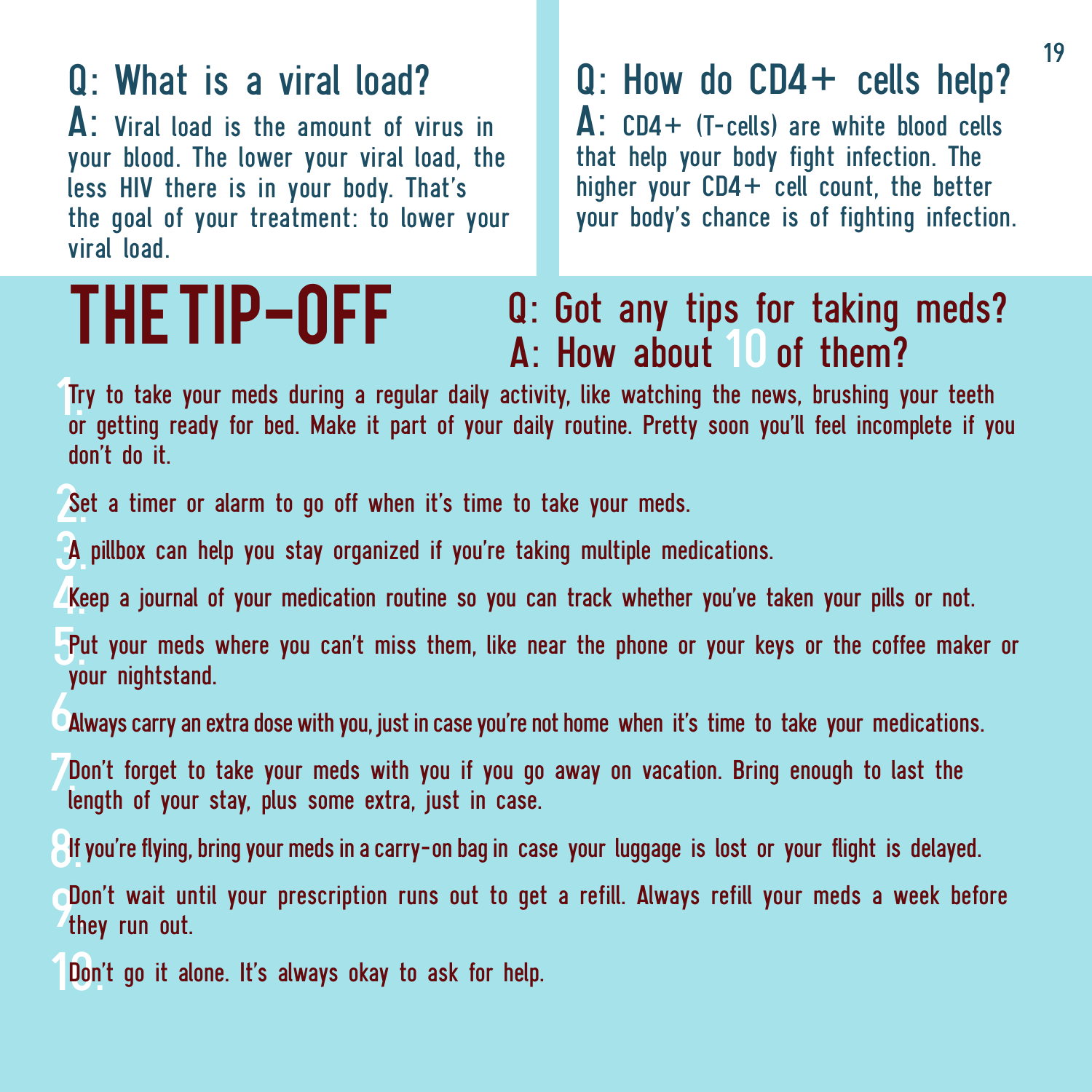## Q: What is a viral load?

**A:** Viral load is the amount of virus in your blood. The lower your viral load, the less HIV there is in your body. That's the goal of your treatment: to lower your viral load.

## Q: How do CD4+ cells help?

**A:** CD4+ (T-cells) are white blood cells that help your body fight infection. The higher your CD4+ cell count, the better your body's chance is of fighting infection.

# THE TIP-OFF

## Q: Got any tips for taking meds?
## A: How about 10 of them?

1. Try to take your meds during a regular daily activity, like watching the news, brushing your teeth or getting ready for bed. Make it part of your daily routine. Pretty soon you'll feel incomplete if you don't do it.
2. Set a timer or alarm to go off when it's time to take your meds.
3. A pillbox can help you stay organized if you're taking multiple medications.
4. Keep a journal of your medication routine so you can track whether you've taken your pills or not.
5. Put your meds where you can't miss them, like near the phone or your keys or the coffee maker or your nightstand.
6. Always carry an extra dose with you, just in case you're not home when it's time to take your medications.
7. Don't forget to take your meds with you if you go away on vacation. Bring enough to last the length of your stay, plus some extra, just in case.
8. If you're flying, bring your meds in a carry-on bag in case your luggage is lost or your flight is delayed.
9. Don't wait until your prescription runs out to get a refill. Always refill your meds a week before they run out.
10. Don't go it alone. It's always okay to ask for help.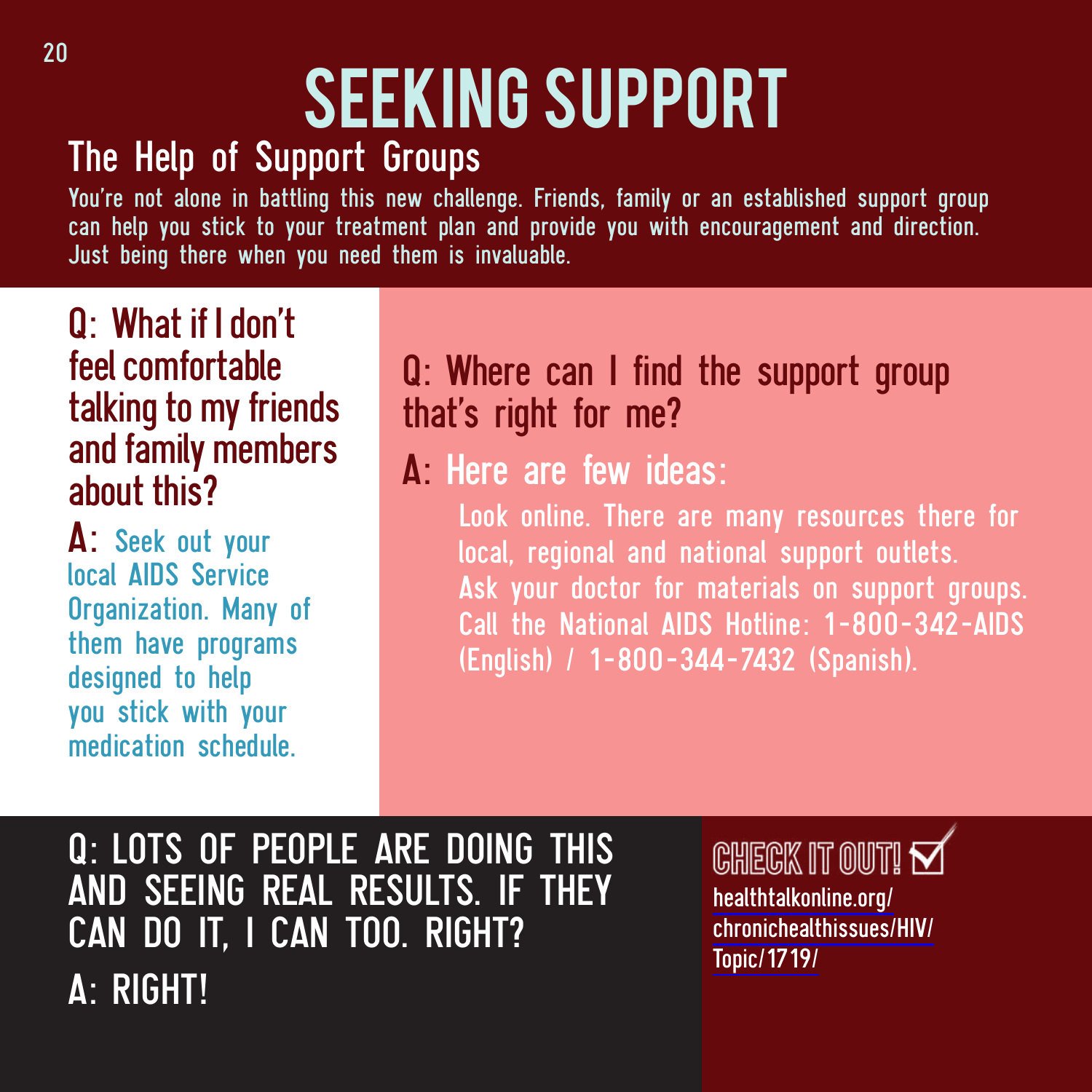# SEEKING SUPPORT

## The Help of Support Groups

You're not alone in battling this new challenge. Friends, family or an established support group can help you stick to your treatment plan and provide you with encouragement and direction. Just being there when you need them is invaluable.

### Q: What if I don't feel comfortable talking to my friends and family members about this?

**A:** Seek out your local AIDS Service Organization. Many of them have programs designed to help you stick with your medication schedule.

### Q: Where can I find the support group that's right for me?

**A: Here are few ideas:**

Look online. There are many resources there for local, regional and national support outlets.

Ask your doctor for materials on support groups.

Call the National AIDS Hotline: 1-800-342-AIDS (English) / 1-800-344-7432 (Spanish).

### Q: LOTS OF PEOPLE ARE DOING THIS AND SEEING REAL RESULTS. IF THEY CAN DO IT, I CAN TOO. RIGHT?

**A: RIGHT!**

**CHECK IT OUT!**

healthtalkonline.org/chronichealthissues/HIV/Topic/1719/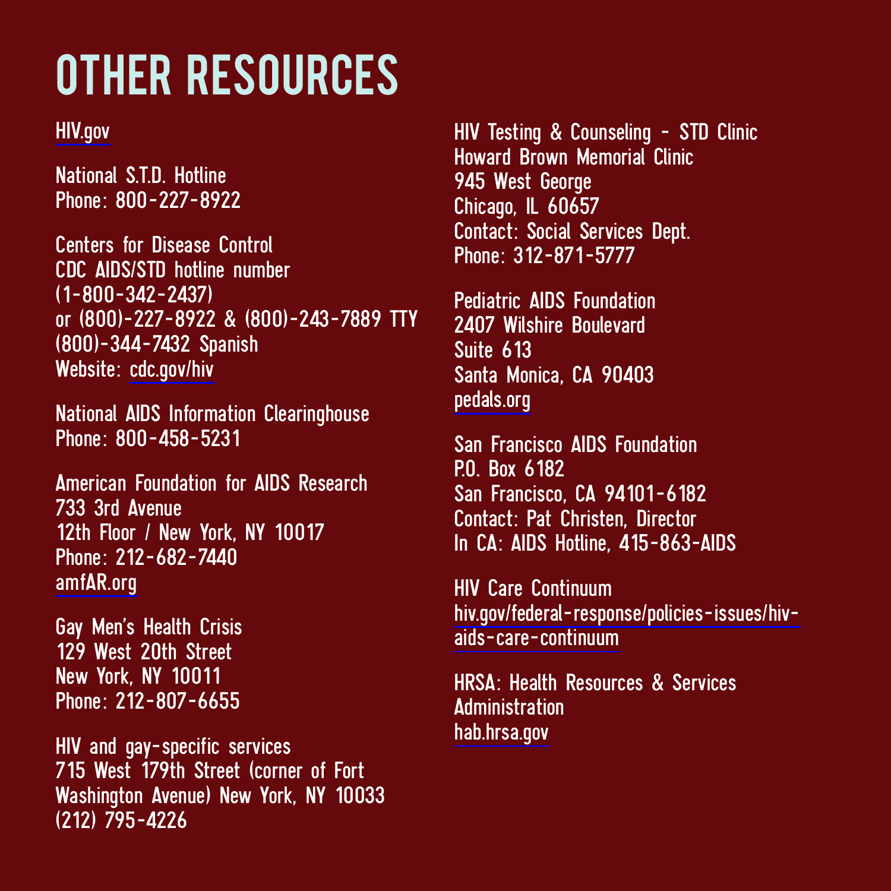# OTHER RESOURCES

HIV.gov

National S.T.D. Hotline
Phone: 800-227-8922

Centers for Disease Control
CDC AIDS/STD hotline number
(1-800-342-2437)
or (800)-227-8922 & (800)-243-7889 TTY
(800)-344-7432 Spanish
Website: cdc.gov/hiv

National AIDS Information Clearinghouse
Phone: 800-458-5231

American Foundation for AIDS Research
733 3rd Avenue
12th Floor / New York, NY 10017
Phone: 212-682-7440
amfAR.org

Gay Men's Health Crisis
129 West 20th Street
New York, NY 10011
Phone: 212-807-6655

HIV and gay-specific services
715 West 179th Street (corner of Fort Washington Avenue) New York, NY 10033
(212) 795-4226

HIV Testing & Counseling - STD Clinic
Howard Brown Memorial Clinic
945 West George
Chicago, IL 60657
Contact: Social Services Dept.
Phone: 312-871-5777

Pediatric AIDS Foundation
2407 Wilshire Boulevard
Suite 613
Santa Monica, CA 90403
pedals.org

San Francisco AIDS Foundation
P.O. Box 6182
San Francisco, CA 94101-6182
Contact: Pat Christen, Director
In CA: AIDS Hotline, 415-863-AIDS

HIV Care Continuum
hiv.gov/federal-response/policies-issues/hiv-aids-care-continuum

HRSA: Health Resources & Services Administration
hab.hrsa.gov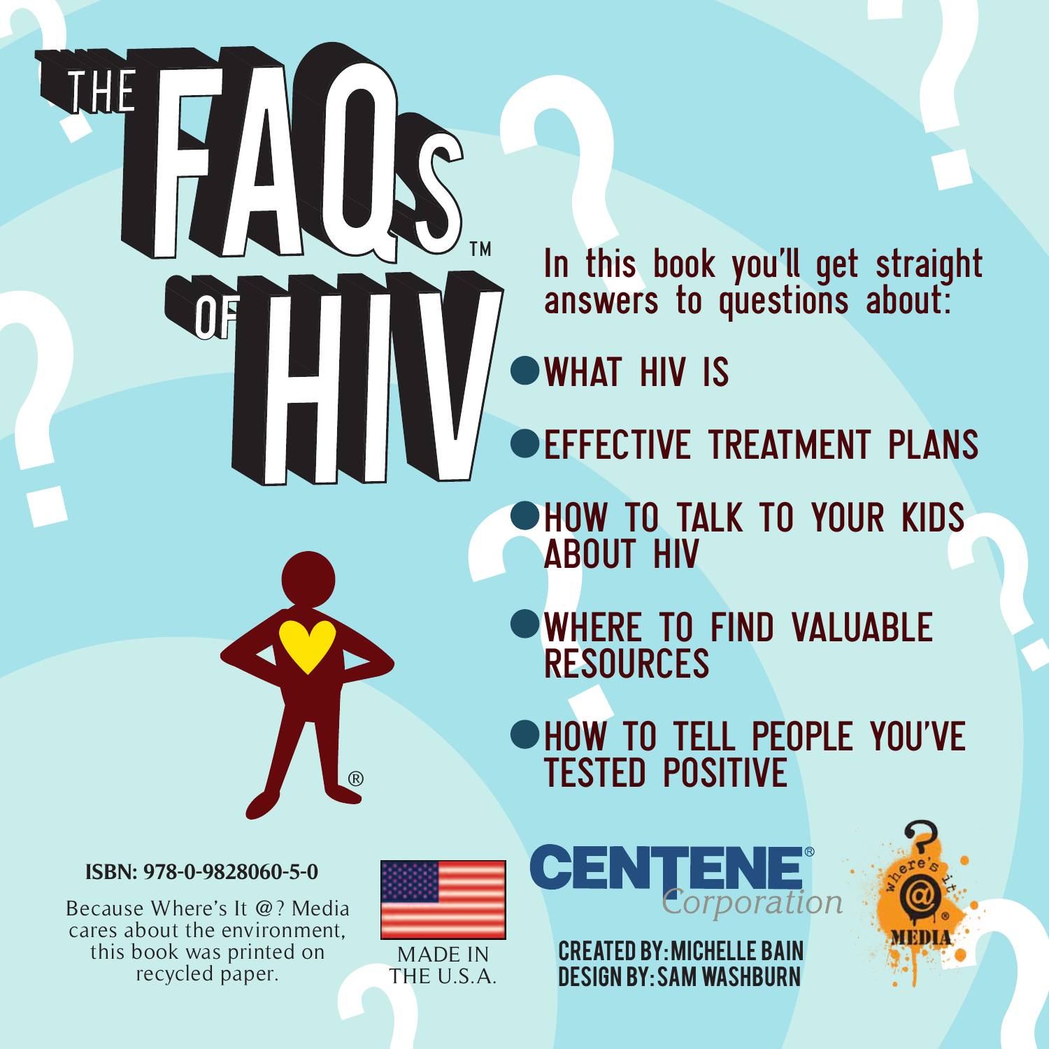# THE FAQs™ OF HIV

In this book you'll get straight answers to questions about:

- WHAT HIV IS
- EFFECTIVE TREATMENT PLANS
- HOW TO TALK TO YOUR KIDS ABOUT HIV
- WHERE TO FIND VALUABLE RESOURCES
- HOW TO TELL PEOPLE YOU'VE TESTED POSITIVE

**ISBN: 978-0-9828060-5-0**

Because Where's It @? Media cares about the environment, this book was printed on recycled paper.

MADE IN THE U.S.A.

CENTENE® Corporation

CREATED BY: MICHELLE BAIN
DESIGN BY: SAM WASHBURN

Where's It @?® MEDIA